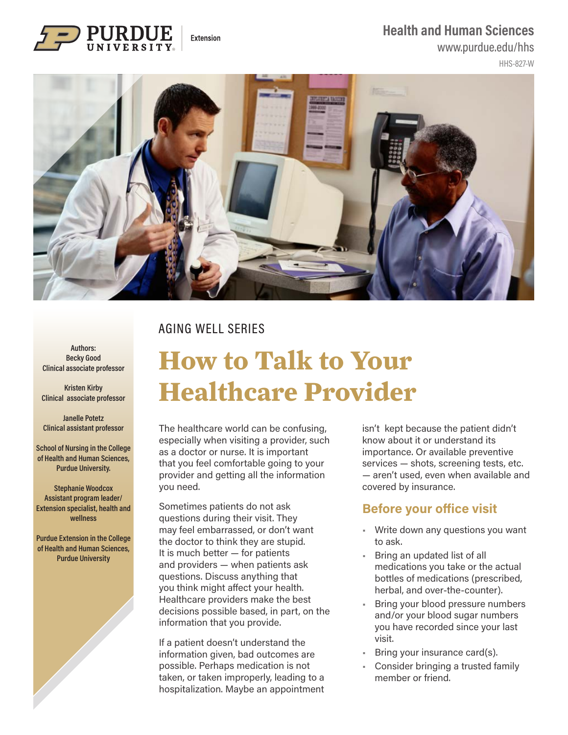Purdue University Extension

**Health and Human Sciences**
www.purdue.edu/hhs
HHS-827-W

AGING WELL SERIES

# How to Talk to Your Healthcare Provider

**Authors:**
**Becky Good**
**Clinical associate professor**

**Kristen Kirby**
**Clinical associate professor**

**Janelle Potetz**
**Clinical assistant professor**

**School of Nursing in the College of Health and Human Sciences, Purdue University.**

**Stephanie Woodcox**
**Assistant program leader/ Extension specialist, health and wellness**

**Purdue Extension in the College of Health and Human Sciences, Purdue University**

The healthcare world can be confusing, especially when visiting a provider, such as a doctor or nurse. It is important that you feel comfortable going to your provider and getting all the information you need.

Sometimes patients do not ask questions during their visit. They may feel embarrassed, or don't want the doctor to think they are stupid. It is much better — for patients and providers — when patients ask questions. Discuss anything that you think might affect your health. Healthcare providers make the best decisions possible based, in part, on the information that you provide.

If a patient doesn't understand the information given, bad outcomes are possible. Perhaps medication is not taken, or taken improperly, leading to a hospitalization. Maybe an appointment isn't kept because the patient didn't know about it or understand its importance. Or available preventive services — shots, screening tests, etc. — aren't used, even when available and covered by insurance.

## Before your office visit

- Write down any questions you want to ask.
- Bring an updated list of all medications you take or the actual bottles of medications (prescribed, herbal, and over-the-counter).
- Bring your blood pressure numbers and/or your blood sugar numbers you have recorded since your last visit.
- Bring your insurance card(s).
- Consider bringing a trusted family member or friend.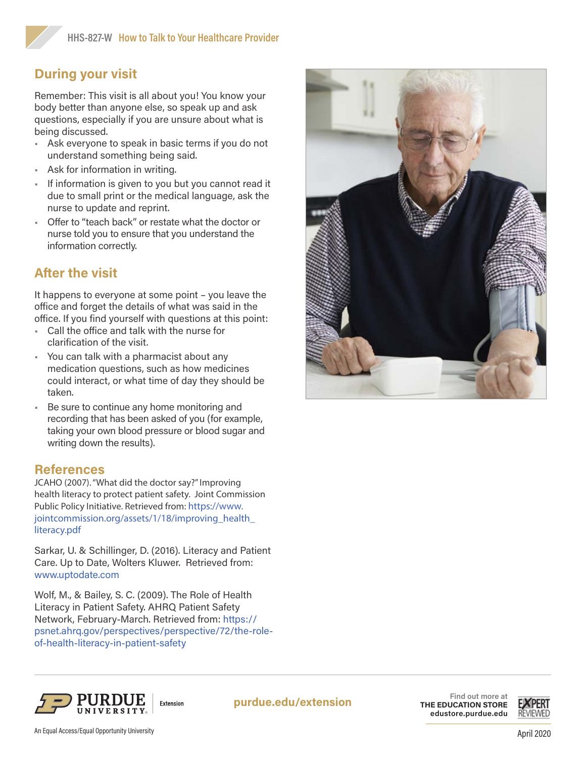## During your visit

Remember: This visit is all about you! You know your body better than anyone else, so speak up and ask questions, especially if you are unsure about what is being discussed.

- Ask everyone to speak in basic terms if you do not understand something being said.
- Ask for information in writing.
- If information is given to you but you cannot read it due to small print or the medical language, ask the nurse to update and reprint.
- Offer to "teach back" or restate what the doctor or nurse told you to ensure that you understand the information correctly.

## After the visit

It happens to everyone at some point – you leave the office and forget the details of what was said in the office. If you find yourself with questions at this point:

- Call the office and talk with the nurse for clarification of the visit.
- You can talk with a pharmacist about any medication questions, such as how medicines could interact, or what time of day they should be taken.
- Be sure to continue any home monitoring and recording that has been asked of you (for example, taking your own blood pressure or blood sugar and writing down the results).

## References

JCAHO (2007). "What did the doctor say?" Improving health literacy to protect patient safety. Joint Commission Public Policy Initiative. Retrieved from: https://www.jointcommission.org/assets/1/18/improving_health_literacy.pdf

Sarkar, U. & Schillinger, D. (2016). Literacy and Patient Care. Up to Date, Wolters Kluwer. Retrieved from: www.uptodate.com

Wolf, M., & Bailey, S. C. (2009). The Role of Health Literacy in Patient Safety. AHRQ Patient Safety Network, February-March. Retrieved from: https://psnet.ahrq.gov/perspectives/perspective/72/the-role-of-health-literacy-in-patient-safety

PURDUE UNIVERSITY Extension

purdue.edu/extension

Find out more at THE EDUCATION STORE edustore.purdue.edu

EXPERT REVIEWED

An Equal Access/Equal Opportunity University

April 2020